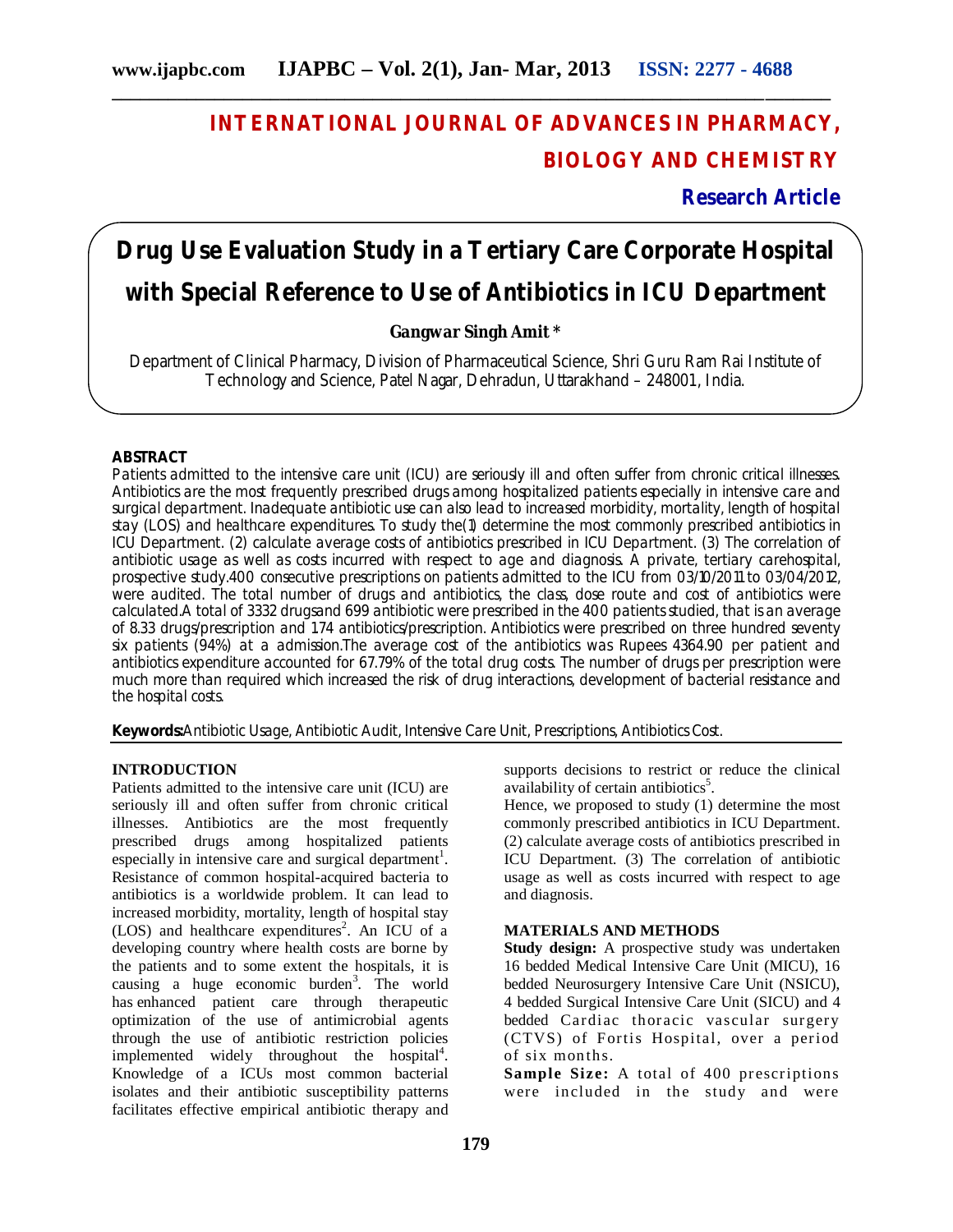# INTERNATIONAL JOURNAL OF ADVANCES IN PHARMACY, BIOLOGY AND CHEMISTRY

**Research Article**

# Drug Use Evaluation Study in a Tertiary Care Corporate Hospital with Special Reference to Use of Antibiotics in ICU Department

**Gangwar Singh Amit ***

Department of Clinical Pharmacy, Division of Pharmaceutical Science, Shri Guru Ram Rai Institute of Technology and Science, Patel Nagar, Dehradun, Uttarakhand – 248001, India.

## ABSTRACT

Patients admitted to the intensive care unit (ICU) are seriously ill and often suffer from chronic critical illnesses. Antibiotics are the most frequently prescribed drugs among hospitalized patients especially in intensive care and surgical department. Inadequate antibiotic use can also lead to increased morbidity, mortality, length of hospital stay (LOS) and healthcare expenditures. To study the(1) determine the most commonly prescribed antibiotics in ICU Department. (2) calculate average costs of antibiotics prescribed in ICU Department. (3) The correlation of antibiotic usage as well as costs incurred with respect to age and diagnosis. A private, tertiary carehospital, prospective study.400 consecutive prescriptions on patients admitted to the ICU from 03/10/2011 to 03/04/2012, were audited. The total number of drugs and antibiotics, the class, dose route and cost of antibiotics were calculated.A total of 3332 drugsand 699 antibiotic were prescribed in the 400 patients studied, that is an average of 8.33 drugs/prescription and 174 antibiotics/prescription. Antibiotics were prescribed on three hundred seventy six patients (94%) at a admission.The average cost of the antibiotics was Rupees 4364.90 per patient and antibiotics expenditure accounted for 67.79% of the total drug costs. The number of drugs per prescription were much more than required which increased the risk of drug interactions, development of bacterial resistance and the hospital costs.

**Keywords:**Antibiotic Usage, Antibiotic Audit, Intensive Care Unit, Prescriptions, Antibiotics Cost.

## INTRODUCTION

Patients admitted to the intensive care unit (ICU) are seriously ill and often suffer from chronic critical illnesses. Antibiotics are the most frequently prescribed drugs among hospitalized patients especially in intensive care and surgical department[1]. Resistance of common hospital-acquired bacteria to antibiotics is a worldwide problem. It can lead to increased morbidity, mortality, length of hospital stay (LOS) and healthcare expenditures[2]. An ICU of a developing country where health costs are borne by the patients and to some extent the hospitals, it is causing a huge economic burden[3]. The world has enhanced patient care through therapeutic optimization of the use of antimicrobial agents through the use of antibiotic restriction policies implemented widely throughout the hospital[4]. Knowledge of a ICUs most common bacterial isolates and their antibiotic susceptibility patterns facilitates effective empirical antibiotic therapy and supports decisions to restrict or reduce the clinical availability of certain antibiotics[5].

Hence, we proposed to study (1) determine the most commonly prescribed antibiotics in ICU Department. (2) calculate average costs of antibiotics prescribed in ICU Department. (3) The correlation of antibiotic usage as well as costs incurred with respect to age and diagnosis.

## MATERIALS AND METHODS

**Study design:** A prospective study was undertaken 16 bedded Medical Intensive Care Unit (MICU), 16 bedded Neurosurgery Intensive Care Unit (NSICU), 4 bedded Surgical Intensive Care Unit (SICU) and 4 bedded Cardiac thoracic vascular surgery (CTVS) of Fortis Hospital, over a period of six months.

**Sample Size:** A total of 400 prescriptions were included in the study and were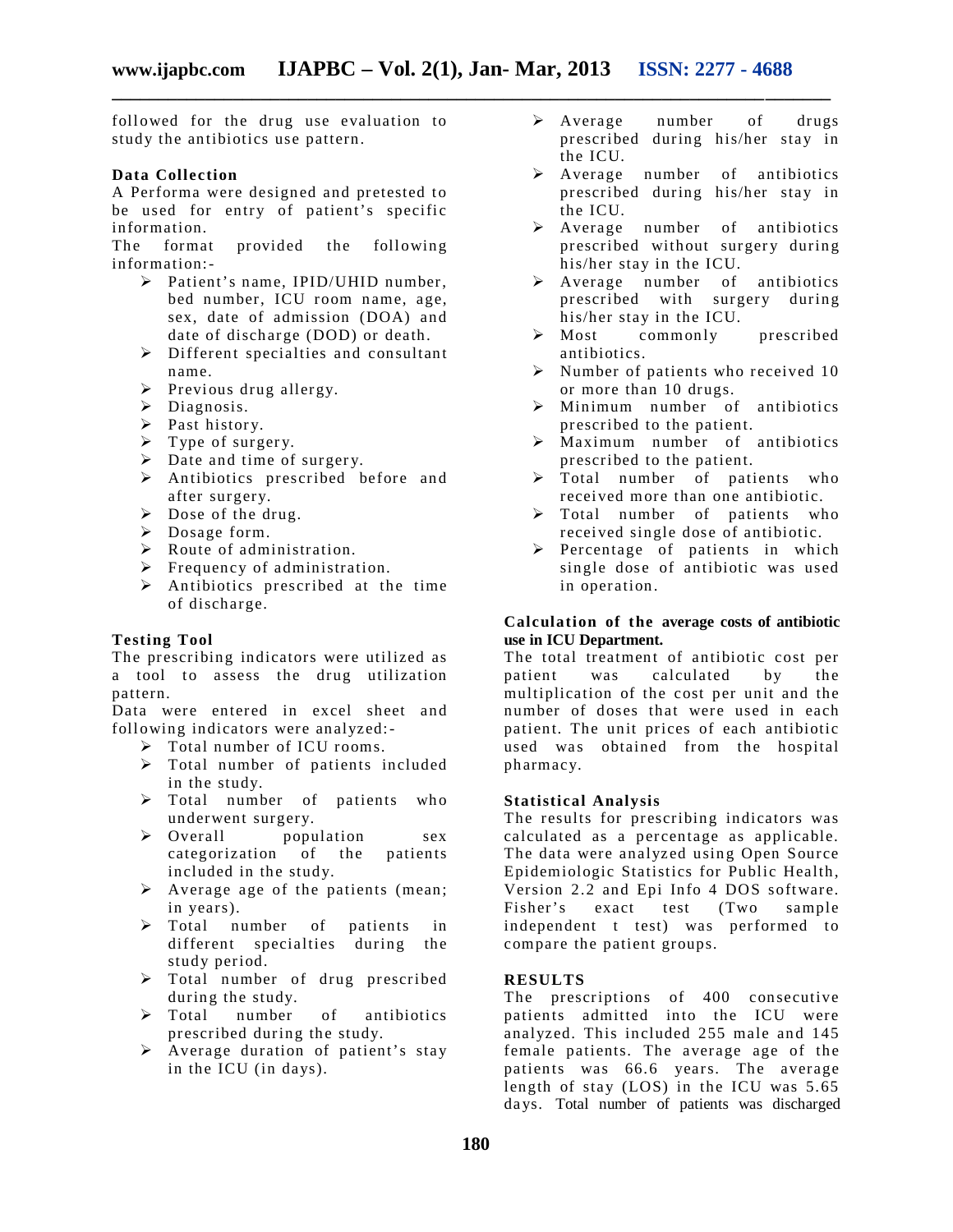followed for the drug use evaluation to study the antibiotics use pattern.

### Data Collection

A Performa were designed and pretested to be used for entry of patient's specific information.

The format provided the following information:-

- Patient's name, IPID/UHID number, bed number, ICU room name, age, sex, date of admission (DOA) and date of discharge (DOD) or death.
- Different specialties and consultant name.
- Previous drug allergy.
- Diagnosis.
- Past history.
- Type of surgery.
- Date and time of surgery.
- Antibiotics prescribed before and after surgery.
- Dose of the drug.
- Dosage form.
- Route of administration.
- Frequency of administration.
- Antibiotics prescribed at the time of discharge.

### Testing Tool

The prescribing indicators were utilized as a tool to assess the drug utilization pattern.

Data were entered in excel sheet and following indicators were analyzed:-

- Total number of ICU rooms.
- Total number of patients included in the study.
- Total number of patients who underwent surgery.
- Overall population sex categorization of the patients included in the study.
- Average age of the patients (mean; in years).
- Total number of patients in different specialties during the study period.
- Total number of drug prescribed during the study.
- Total number of antibiotics prescribed during the study.
- Average duration of patient's stay in the ICU (in days).
- Average number of drugs prescribed during his/her stay in the ICU.
- Average number of antibiotics prescribed during his/her stay in the ICU.
- Average number of antibiotics prescribed without surgery during his/her stay in the ICU.
- Average number of antibiotics prescribed with surgery during his/her stay in the ICU.
- Most commonly prescribed antibiotics.
- Number of patients who received 10 or more than 10 drugs.
- Minimum number of antibiotics prescribed to the patient.
- Maximum number of antibiotics prescribed to the patient.
- Total number of patients who received more than one antibiotic.
- Total number of patients who received single dose of antibiotic.
- Percentage of patients in which single dose of antibiotic was used in operation.

### Calculation of the average costs of antibiotic use in ICU Department.

The total treatment of antibiotic cost per patient was calculated by the multiplication of the cost per unit and the number of doses that were used in each patient. The unit prices of each antibiotic used was obtained from the hospital pharmacy.

### Statistical Analysis

The results for prescribing indicators was calculated as a percentage as applicable. The data were analyzed using Open Source Epidemiologic Statistics for Public Health, Version 2.2 and Epi Info 4 DOS software. Fisher's exact test (Two sample independent t test) was performed to compare the patient groups.

## RESULTS

The prescriptions of 400 consecutive patients admitted into the ICU were analyzed. This included 255 male and 145 female patients. The average age of the patients was 66.6 years. The average length of stay (LOS) in the ICU was 5.65 days. Total number of patients was discharged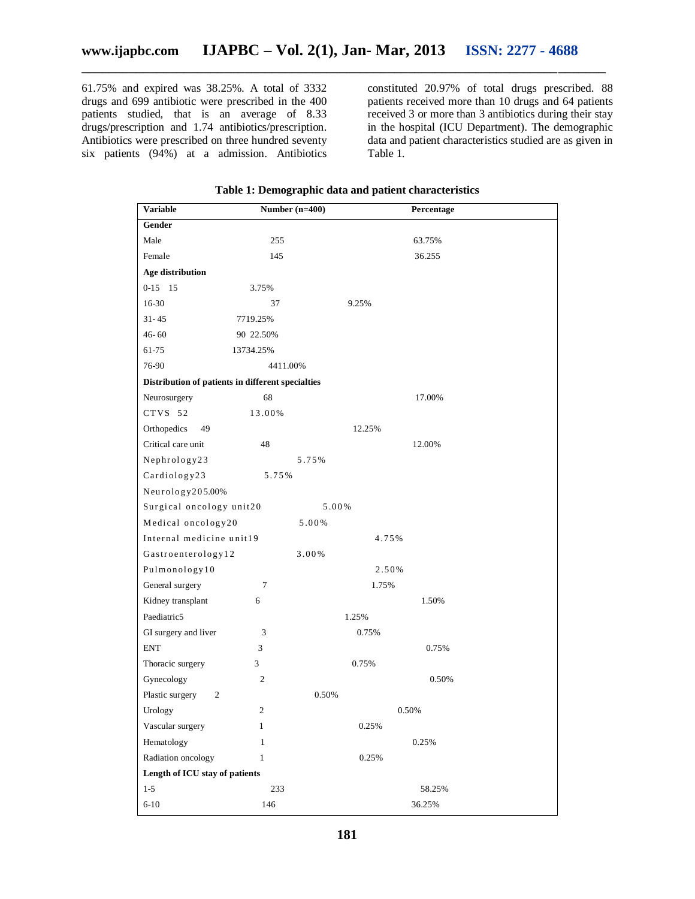61.75% and expired was 38.25%. A total of 3332 drugs and 699 antibiotic were prescribed in the 400 patients studied, that is an average of 8.33 drugs/prescription and 1.74 antibiotics/prescription. Antibiotics were prescribed on three hundred seventy six patients (94%) at a admission. Antibiotics constituted 20.97% of total drugs prescribed. 88 patients received more than 10 drugs and 64 patients received 3 or more than 3 antibiotics during their stay in the hospital (ICU Department). The demographic data and patient characteristics studied are as given in Table 1.

**Table 1: Demographic data and patient characteristics**

| Variable | Number (n=400) | Percentage |
|---|---|---|
| **Gender** | | |
| Male | 255 | 63.75% |
| Female | 145 | 36.255 |
| **Age distribution** | | |
| 0-15 | 15 | 3.75% |
| 16-30 | 37 | 9.25% |
| 31- 45 | 77 | 19.25% |
| 46- 60 | 90 | 22.50% |
| 61-75 | 137 | 34.25% |
| 76-90 | 44 | 11.00% |
| **Distribution of patients in different specialties** | | |
| Neurosurgery | 68 | 17.00% |
| CTVS | 52 | 13.00% |
| Orthopedics | 49 | 12.25% |
| Critical care unit | 48 | 12.00% |
| Nephrology | 23 | 5.75% |
| Cardiology | 23 | 5.75% |
| Neurology | 20 | 5.00% |
| Surgical oncology unit | 20 | 5.00% |
| Medical oncology | 20 | 5.00% |
| Internal medicine unit | 19 | 4.75% |
| Gastroenterology | 12 | 3.00% |
| Pulmonology | 10 | 2.50% |
| General surgery | 7 | 1.75% |
| Kidney transplant | 6 | 1.50% |
| Paediatric | 5 | 1.25% |
| GI surgery and liver | 3 | 0.75% |
| ENT | 3 | 0.75% |
| Thoracic surgery | 3 | 0.75% |
| Gynecology | 2 | 0.50% |
| Plastic surgery | 2 | 0.50% |
| Urology | 2 | 0.50% |
| Vascular surgery | 1 | 0.25% |
| Hematology | 1 | 0.25% |
| Radiation oncology | 1 | 0.25% |
| **Length of ICU stay of patients** | | |
| 1-5 | 233 | 58.25% |
| 6-10 | 146 | 36.25% |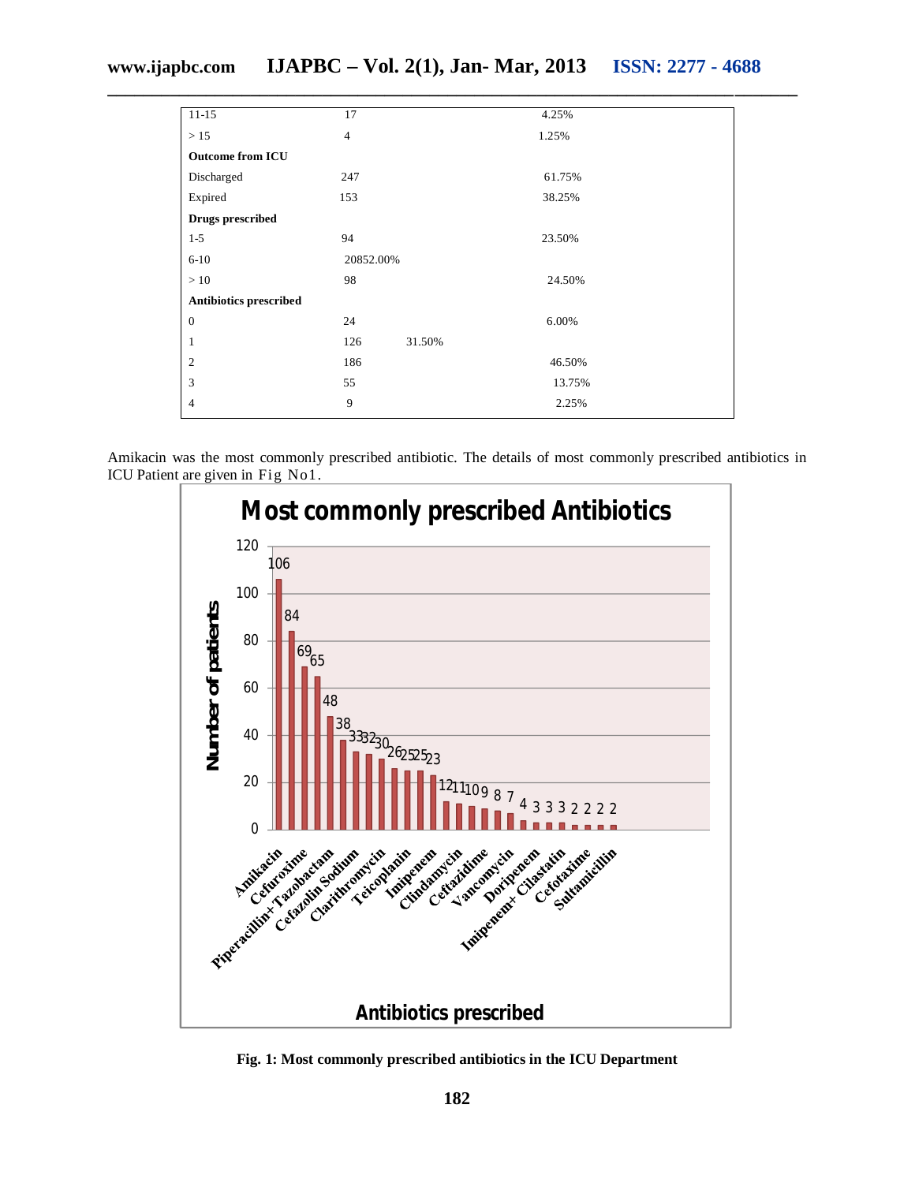| | | |
|---|---|---|
| 11-15 | 17 | 4.25% |
| > 15 | 4 | 1.25% |
| **Outcome from ICU** | | |
| Discharged | 247 | 61.75% |
| Expired | 153 | 38.25% |
| **Drugs prescribed** | | |
| 1-5 | 94 | 23.50% |
| 6-10 | 20852.00% | |
| > 10 | 98 | 24.50% |
| **Antibiotics prescribed** | | |
| 0 | 24 | 6.00% |
| 1 | 126 31.50% | |
| 2 | 186 | 46.50% |
| 3 | 55 | 13.75% |
| 4 | 9 | 2.25% |

Amikacin was the most commonly prescribed antibiotic. The details of most commonly prescribed antibiotics in ICU Patient are given in Fig No1.

**Fig. 1: Most commonly prescribed antibiotics in the ICU Department**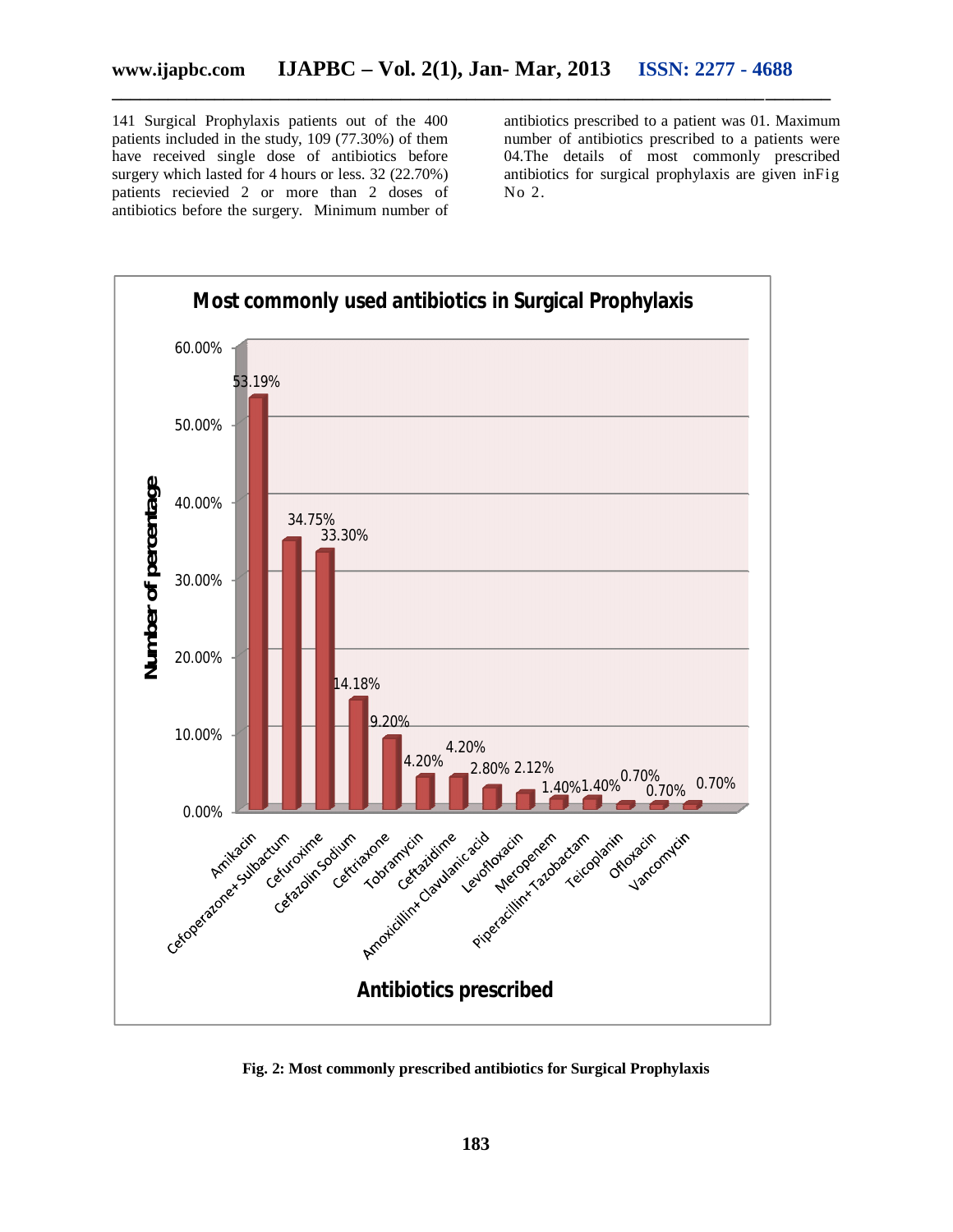141 Surgical Prophylaxis patients out of the 400 patients included in the study, 109 (77.30%) of them have received single dose of antibiotics before surgery which lasted for 4 hours or less. 32 (22.70%) patients recieived 2 or more than 2 doses of antibiotics before the surgery. Minimum number of antibiotics prescribed to a patient was 01. Maximum number of antibiotics prescribed to a patients were 04.The details of most commonly prescribed antibiotics for surgical prophylaxis are given inFig No 2.

**Most commonly used antibiotics in Surgical Prophylaxis**

| Antibiotics prescribed | Number of percentage |
|---|---|
| Amikacin | 53.19% |
| Cefoperazone+Sulbactum | 34.75% |
| Cefuroxime | 33.30% |
| Cefazolin Sodium | 14.18% |
| Ceftriaxone | 9.20% |
| Tobramycin | 4.20% |
| Ceftazidime | 4.20% |
| Amoxicillin+Clavulanic acid | 2.80% |
| Levofloxacin | 2.12% |
| Meropenem | 1.40% |
| Piperacillin+Tazobactam | 1.40% |
| Teicoplanin | 0.70% |
| Ofloxacin | 0.70% |
| Vancomycin | 0.70% |

**Fig. 2: Most commonly prescribed antibiotics for Surgical Prophylaxis**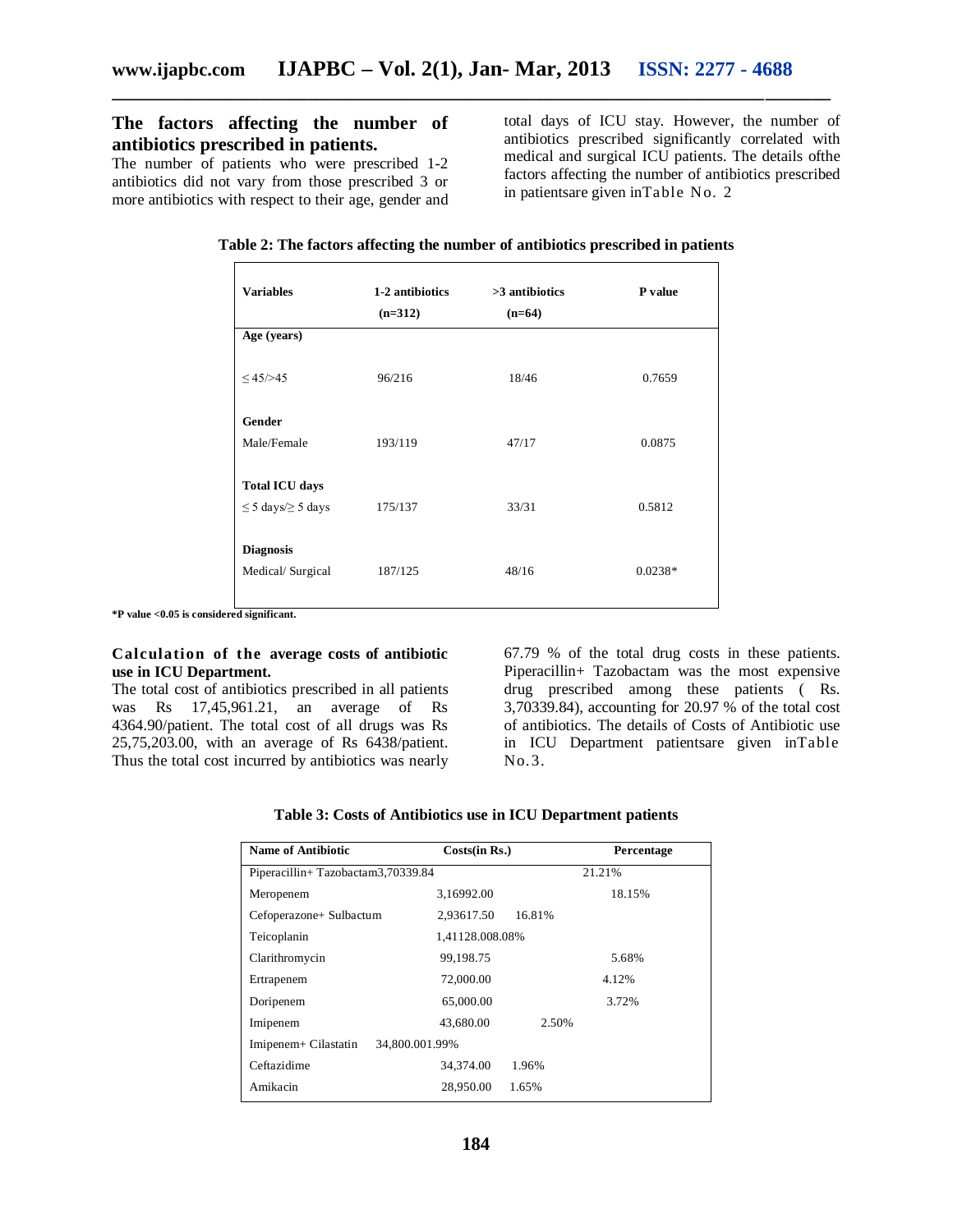### The factors affecting the number of antibiotics prescribed in patients.

The number of patients who were prescribed 1-2 antibiotics did not vary from those prescribed 3 or more antibiotics with respect to their age, gender and total days of ICU stay. However, the number of antibiotics prescribed significantly correlated with medical and surgical ICU patients. The details ofthe factors affecting the number of antibiotics prescribed in patientsare given inTable No. 2

**Table 2: The factors affecting the number of antibiotics prescribed in patients**

| Variables | 1-2 antibiotics (n=312) | >3 antibiotics (n=64) | P value |
|---|---|---|---|
| **Age (years)** | | | |
| ≤ 45/>45 | 96/216 | 18/46 | 0.7659 |
| **Gender** | | | |
| Male/Female | 193/119 | 47/17 | 0.0875 |
| **Total ICU days** | | | |
| ≤ 5 days/≥ 5 days | 175/137 | 33/31 | 0.5812 |
| **Diagnosis** | | | |
| Medical/ Surgical | 187/125 | 48/16 | 0.0238* |

**\*P value <0.05 is considered significant.**

### Calculation of the average costs of antibiotic use in ICU Department.

The total cost of antibiotics prescribed in all patients was Rs 17,45,961.21, an average of Rs 4364.90/patient. The total cost of all drugs was Rs 25,75,203.00, with an average of Rs 6438/patient. Thus the total cost incurred by antibiotics was nearly 67.79 % of the total drug costs in these patients. Piperacillin+ Tazobactam was the most expensive drug prescribed among these patients ( Rs. 3,70339.84), accounting for 20.97 % of the total cost of antibiotics. The details of Costs of Antibiotic use in ICU Department patientsare given inTable No.3.

**Table 3: Costs of Antibiotics use in ICU Department patients**

| Name of Antibiotic | Costs(in Rs.) | Percentage |
|---|---|---|
| Piperacillin+ Tazobactam | 3,70339.84 | 21.21% |
| Meropenem | 3,16992.00 | 18.15% |
| Cefoperazone+ Sulbactum | 2,93617.50 | 16.81% |
| Teicoplanin | 1,41128.00 | 8.08% |
| Clarithromycin | 99,198.75 | 5.68% |
| Ertrapenem | 72,000.00 | 4.12% |
| Doripenem | 65,000.00 | 3.72% |
| Imipenem | 43,680.00 | 2.50% |
| Imipenem+ Cilastatin | 34,800.00 | 1.99% |
| Ceftazidime | 34,374.00 | 1.96% |
| Amikacin | 28,950.00 | 1.65% |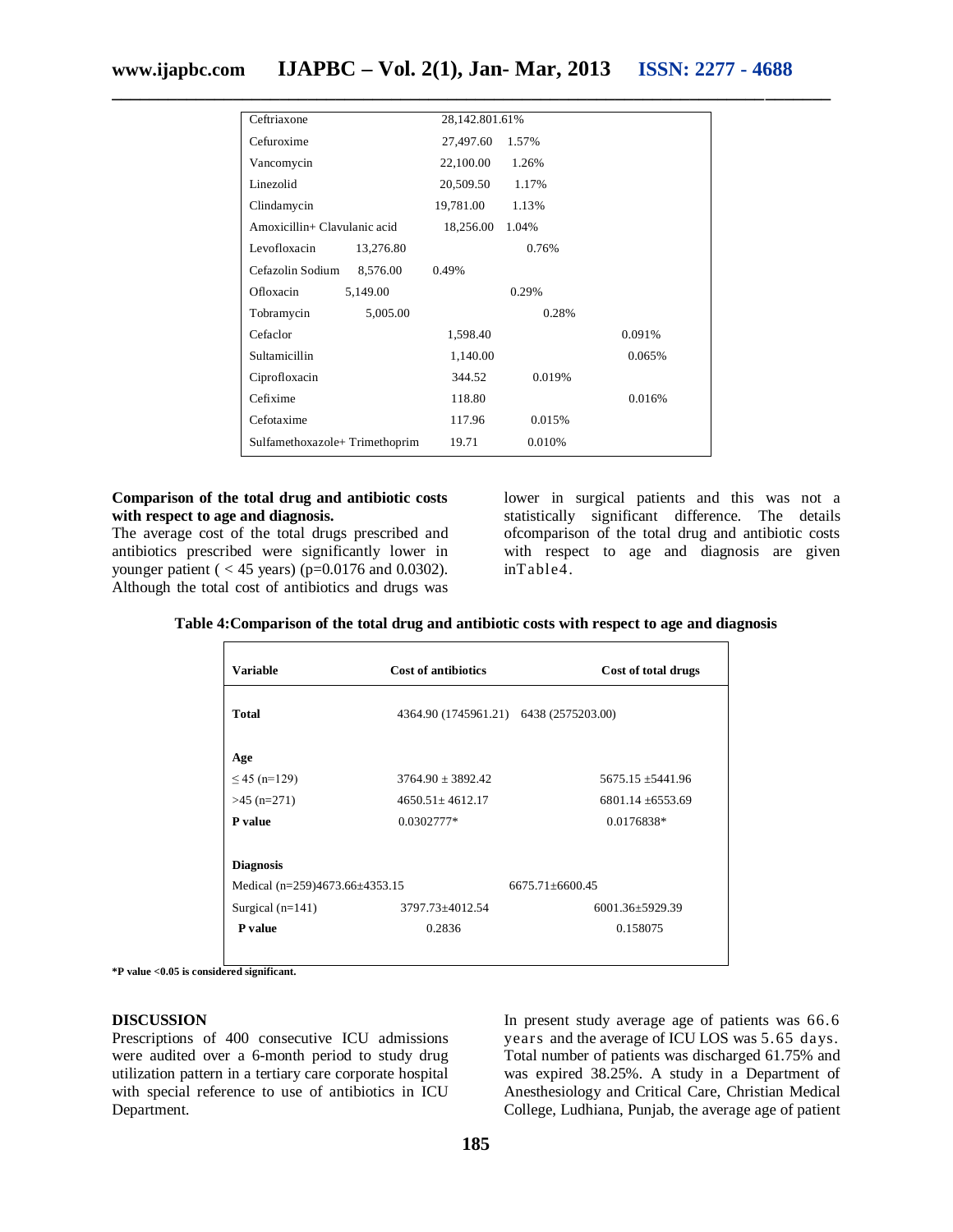| Ceftriaxone | 28,142.80 | 1.61% |
|---|---|---|
| Cefuroxime | 27,497.60 | 1.57% |
| Vancomycin | 22,100.00 | 1.26% |
| Linezolid | 20,509.50 | 1.17% |
| Clindamycin | 19,781.00 | 1.13% |
| Amoxicillin+ Clavulanic acid | 18,256.00 | 1.04% |
| Levofloxacin | 13,276.80 | 0.76% |
| Cefazolin Sodium | 8,576.00 | 0.49% |
| Ofloxacin | 5,149.00 | 0.29% |
| Tobramycin | 5,005.00 | 0.28% |
| Cefaclor | 1,598.40 | 0.091% |
| Sultamicillin | 1,140.00 | 0.065% |
| Ciprofloxacin | 344.52 | 0.019% |
| Cefixime | 118.80 | 0.016% |
| Cefotaxime | 117.96 | 0.015% |
| Sulfamethoxazole+ Trimethoprim | 19.71 | 0.010% |

**Comparison of the total drug and antibiotic costs with respect to age and diagnosis.**

The average cost of the total drugs prescribed and antibiotics prescribed were significantly lower in younger patient ( < 45 years) (p=0.0176 and 0.0302). Although the total cost of antibiotics and drugs was lower in surgical patients and this was not a statistically significant difference. The details ofcomparison of the total drug and antibiotic costs with respect to age and diagnosis are given inTable4.

**Table 4:Comparison of the total drug and antibiotic costs with respect to age and diagnosis**

| Variable | Cost of antibiotics | Cost of total drugs |
|---|---|---|
| **Total** | 4364.90 (1745961.21) | 6438 (2575203.00) |
| **Age** | | |
| ≤ 45 (n=129) | 3764.90 ± 3892.42 | 5675.15 ±5441.96 |
| >45 (n=271) | 4650.51± 4612.17 | 6801.14 ±6553.69 |
| **P value** | 0.0302777* | 0.0176838* |
| **Diagnosis** | | |
| Medical (n=259) | 4673.66±4353.15 | 6675.71±6600.45 |
| Surgical (n=141) | 3797.73±4012.54 | 6001.36±5929.39 |
| **P value** | 0.2836 | 0.158075 |

**\*P value <0.05 is considered significant.**

## DISCUSSION

Prescriptions of 400 consecutive ICU admissions were audited over a 6-month period to study drug utilization pattern in a tertiary care corporate hospital with special reference to use of antibiotics in ICU Department.

In present study average age of patients was 66.6 years and the average of ICU LOS was 5.65 days. Total number of patients was discharged 61.75% and was expired 38.25%. A study in a Department of Anesthesiology and Critical Care, Christian Medical College, Ludhiana, Punjab, the average age of patient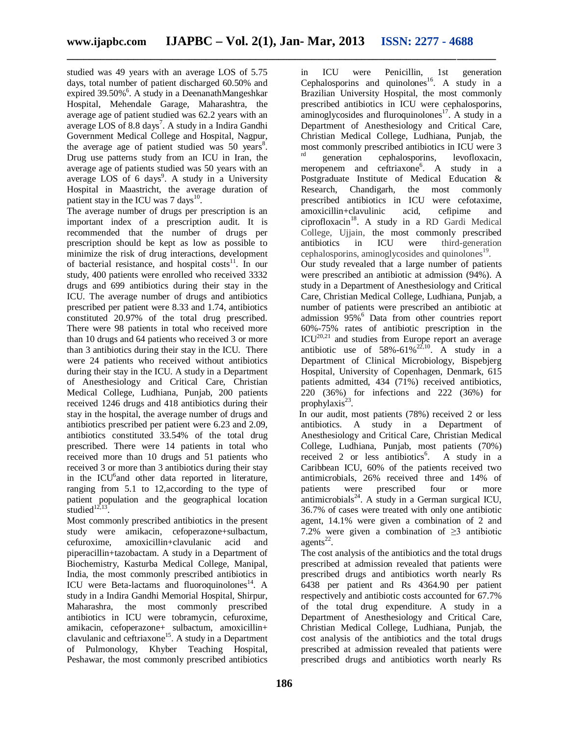studied was 49 years with an average LOS of 5.75 days, total number of patient discharged 60.50% and expired 39.50%[6]. A study in a DeenanathMangeshkar Hospital, Mehendale Garage, Maharashtra, the average age of patient studied was 62.2 years with an average LOS of 8.8 days[7]. A study in a Indira Gandhi Government Medical College and Hospital, Nagpur, the average age of patient studied was 50 years[8]. Drug use patterns study from an ICU in Iran, the average age of patients studied was 50 years with an average LOS of 6 days[9]. A study in a University Hospital in Maastricht, the average duration of patient stay in the ICU was 7 days[10].

The average number of drugs per prescription is an important index of a prescription audit. It is recommended that the number of drugs per prescription should be kept as low as possible to minimize the risk of drug interactions, development of bacterial resistance, and hospital costs[11]. In our study, 400 patients were enrolled who received 3332 drugs and 699 antibiotics during their stay in the ICU. The average number of drugs and antibiotics prescribed per patient were 8.33 and 1.74, antibiotics constituted 20.97% of the total drug prescribed. There were 98 patients in total who received more than 10 drugs and 64 patients who received 3 or more than 3 antibiotics during their stay in the ICU. There were 24 patients who received without antibiotics during their stay in the ICU. A study in a Department of Anesthesiology and Critical Care, Christian Medical College, Ludhiana, Punjab, 200 patients received 1246 drugs and 418 antibiotics during their stay in the hospital, the average number of drugs and antibiotics prescribed per patient were 6.23 and 2.09, antibiotics constituted 33.54% of the total drug prescribed. There were 14 patients in total who received more than 10 drugs and 51 patients who received 3 or more than 3 antibiotics during their stay in the ICU[6]and other data reported in literature, ranging from 5.1 to 12,according to the type of patient population and the geographical location studied[12,13].

Most commonly prescribed antibiotics in the present study were amikacin, cefoperazone+sulbactum, cefuroxime, amoxicillin+clavulanic acid and piperacillin+tazobactam. A study in a Department of Biochemistry, Kasturba Medical College, Manipal, India, the most commonly prescribed antibiotics in ICU were Beta-lactams and fluoroquinolones[14]. A study in a Indira Gandhi Memorial Hospital, Shirpur, Maharashra, the most commonly prescribed antibiotics in ICU were tobramycin, cefuroxime, amikacin, cefoperazone+ sulbactum, amoxicillin+ clavulanic and ceftriaxone[15]. A study in a Department of Pulmonology, Khyber Teaching Hospital, Peshawar, the most commonly prescribed antibiotics in ICU were Penicillin, 1st generation Cephalosporins and quinolones[16]. A study in a Brazilian University Hospital, the most commonly prescribed antibiotics in ICU were cephalosporins, aminoglycosides and fluroquinolones[17]. A study in a Department of Anesthesiology and Critical Care, Christian Medical College, Ludhiana, Punjab, the most commonly prescribed antibiotics in ICU were 3rd generation cephalosporins, levofloxacin, meropenem and ceftriaxone[6]. A study in a Postgraduate Institute of Medical Education & Research, Chandigarh, the most commonly prescribed antibiotics in ICU were cefotaxime, amoxicillin+clavulinic acid, cefipime and ciprofloxacin[18]. A study in a RD Gardi Medical College, Ujjain, the most commonly prescribed antibiotics in ICU were third-generation cephalosporins, aminoglycosides and quinolones[19].

Our study revealed that a large number of patients were prescribed an antibiotic at admission (94%). A study in a Department of Anesthesiology and Critical Care, Christian Medical College, Ludhiana, Punjab, a number of patients were prescribed an antibiotic at admission 95%[6] Data from other countries report 60%-75% rates of antibiotic prescription in the ICU[20,21] and studies from Europe report an average antibiotic use of 58%-61%[22,10]. A study in a Department of Clinical Microbiology, Bispebjerg Hospital, University of Copenhagen, Denmark, 615 patients admitted, 434 (71%) received antibiotics, 220 (36%) for infections and 222 (36%) for prophylaxis[23].

In our audit, most patients (78%) received 2 or less antibiotics. A study in a Department of Anesthesiology and Critical Care, Christian Medical College, Ludhiana, Punjab, most patients (70%) received 2 or less antibiotics[6]. A study in a Caribbean ICU, 60% of the patients received two antimicrobials, 26% received three and 14% of patients were prescribed four or more antimicrobials[24]. A study in a German surgical ICU, 36.7% of cases were treated with only one antibiotic agent, 14.1% were given a combination of 2 and 7.2% were given a combination of $\geq$3 antibiotic agents[22].

The cost analysis of the antibiotics and the total drugs prescribed at admission revealed that patients were prescribed drugs and antibiotics worth nearly Rs 6438 per patient and Rs 4364.90 per patient respectively and antibiotic costs accounted for 67.7% of the total drug expenditure. A study in a Department of Anesthesiology and Critical Care, Christian Medical College, Ludhiana, Punjab, the cost analysis of the antibiotics and the total drugs prescribed at admission revealed that patients were prescribed drugs and antibiotics worth nearly Rs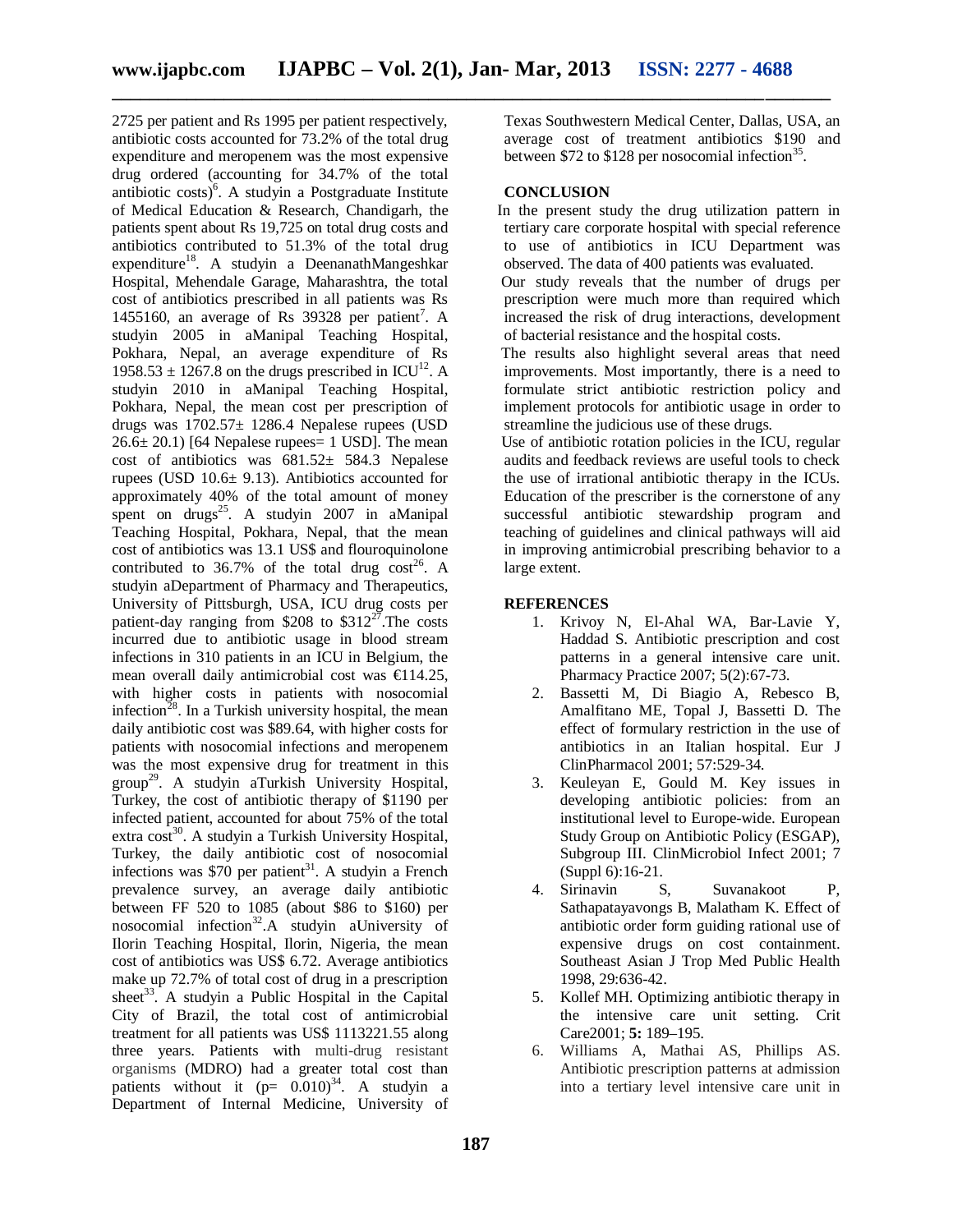2725 per patient and Rs 1995 per patient respectively, antibiotic costs accounted for 73.2% of the total drug expenditure and meropenem was the most expensive drug ordered (accounting for 34.7% of the total antibiotic costs)[6]. A studyin a Postgraduate Institute of Medical Education & Research, Chandigarh, the patients spent about Rs 19,725 on total drug costs and antibiotics contributed to 51.3% of the total drug expenditure[18]. A studyin a DeenanathMangeshkar Hospital, Mehendale Garage, Maharashtra, the total cost of antibiotics prescribed in all patients was Rs 1455160, an average of Rs 39328 per patient[7]. A studyin 2005 in aManipal Teaching Hospital, Pokhara, Nepal, an average expenditure of Rs 1958.53 ± 1267.8 on the drugs prescribed in ICU[12]. A studyin 2010 in aManipal Teaching Hospital, Pokhara, Nepal, the mean cost per prescription of drugs was 1702.57± 1286.4 Nepalese rupees (USD 26.6± 20.1) [64 Nepalese rupees= 1 USD]. The mean cost of antibiotics was 681.52± 584.3 Nepalese rupees (USD 10.6± 9.13). Antibiotics accounted for approximately 40% of the total amount of money spent on drugs[25]. A studyin 2007 in aManipal Teaching Hospital, Pokhara, Nepal, that the mean cost of antibiotics was 13.1 US$ and flouroquinolone contributed to 36.7% of the total drug cost[26]. A studyin aDepartment of Pharmacy and Therapeutics, University of Pittsburgh, USA, ICU drug costs per patient-day ranging from $208 to $312[27].The costs incurred due to antibiotic usage in blood stream infections in 310 patients in an ICU in Belgium, the mean overall daily antimicrobial cost was €114.25, with higher costs in patients with nosocomial infection[28]. In a Turkish university hospital, the mean daily antibiotic cost was $89.64, with higher costs for patients with nosocomial infections and meropenem was the most expensive drug for treatment in this group[29]. A studyin aTurkish University Hospital, Turkey, the cost of antibiotic therapy of $1190 per infected patient, accounted for about 75% of the total extra cost[30]. A studyin a Turkish University Hospital, Turkey, the daily antibiotic cost of nosocomial infections was $70 per patient[31]. A studyin a French prevalence survey, an average daily antibiotic between FF 520 to 1085 (about $86 to $160) per nosocomial infection[32].A studyin aUniversity of Ilorin Teaching Hospital, Ilorin, Nigeria, the mean cost of antibiotics was US$ 6.72. Average antibiotics make up 72.7% of total cost of drug in a prescription sheet[33]. A studyin a Public Hospital in the Capital City of Brazil, the total cost of antimicrobial treatment for all patients was US$ 1113221.55 along three years. Patients with multi-drug resistant organisms (MDRO) had a greater total cost than patients without it ($p= 0.010$)[34]. A studyin a Department of Internal Medicine, University of Texas Southwestern Medical Center, Dallas, USA, an average cost of treatment antibiotics $190 and between $72 to $128 per nosocomial infection[35].

## CONCLUSION

In the present study the drug utilization pattern in tertiary care corporate hospital with special reference to use of antibiotics in ICU Department was observed. The data of 400 patients was evaluated.

Our study reveals that the number of drugs per prescription were much more than required which increased the risk of drug interactions, development of bacterial resistance and the hospital costs.

The results also highlight several areas that need improvements. Most importantly, there is a need to formulate strict antibiotic restriction policy and implement protocols for antibiotic usage in order to streamline the judicious use of these drugs.

Use of antibiotic rotation policies in the ICU, regular audits and feedback reviews are useful tools to check the use of irrational antibiotic therapy in the ICUs. Education of the prescriber is the cornerstone of any successful antibiotic stewardship program and teaching of guidelines and clinical pathways will aid in improving antimicrobial prescribing behavior to a large extent.

## REFERENCES

1. Krivoy N, El-Ahal WA, Bar-Lavie Y, Haddad S. Antibiotic prescription and cost patterns in a general intensive care unit. Pharmacy Practice 2007; 5(2):67-73.
2. Bassetti M, Di Biagio A, Rebesco B, Amalfitano ME, Topal J, Bassetti D. The effect of formulary restriction in the use of antibiotics in an Italian hospital. Eur J ClinPharmacol 2001; 57:529-34.
3. Keuleyan E, Gould M. Key issues in developing antibiotic policies: from an institutional level to Europe-wide. European Study Group on Antibiotic Policy (ESGAP), Subgroup III. ClinMicrobiol Infect 2001; 7 (Suppl 6):16-21.
4. Sirinavin S, Suvanakoot P, Sathapatayavongs B, Malatham K. Effect of antibiotic order form guiding rational use of expensive drugs on cost containment. Southeast Asian J Trop Med Public Health 1998, 29:636-42.
5. Kollef MH. Optimizing antibiotic therapy in the intensive care unit setting. Crit Care2001; **5:** 189–195.
6. Williams A, Mathai AS, Phillips AS. Antibiotic prescription patterns at admission into a tertiary level intensive care unit in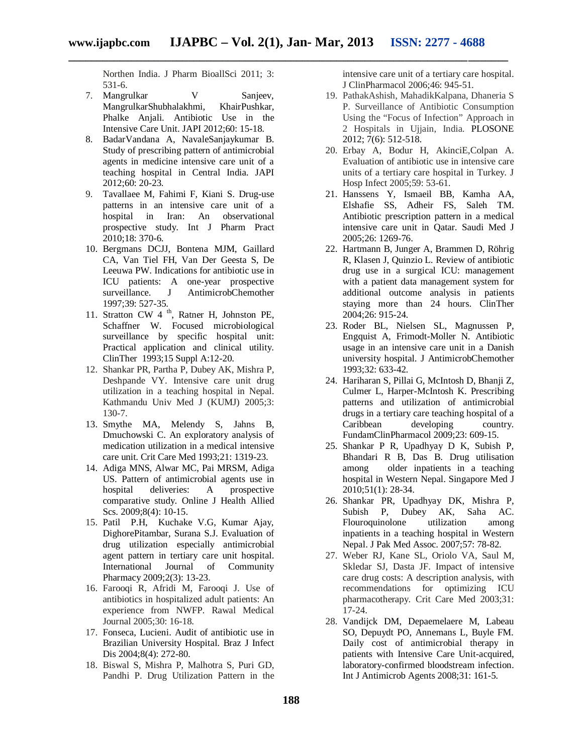Northen India. J Pharm BioallSci 2011; 3: 531-6.

7. Mangrulkar V Sanjeev, MangrulkarShubhalakhmi, KhairPushkar, Phalke Anjali. Antibiotic Use in the Intensive Care Unit. JAPI 2012;60: 15-18.
8. BadarVandana A, NavaleSanjaykumar B. Study of prescribing pattern of antimicrobial agents in medicine intensive care unit of a teaching hospital in Central India. JAPI 2012;60: 20-23.
9. Tavallaee M, Fahimi F, Kiani S. Drug-use patterns in an intensive care unit of a hospital in Iran: An observational prospective study. Int J Pharm Pract 2010;18: 370-6.
10. Bergmans DCJJ, Bontena MJM, Gaillard CA, Van Tiel FH, Van Der Geesta S, De Leeuwa PW. Indications for antibiotic use in ICU patients: A one-year prospective surveillance. J AntimicrobChemother 1997;39: 527-35.
11. Stratton CW 4 th, Ratner H, Johnston PE, Schaffner W. Focused microbiological surveillance by specific hospital unit: Practical application and clinical utility. ClinTher 1993;15 Suppl A:12-20.
12. Shankar PR, Partha P, Dubey AK, Mishra P, Deshpande VY. Intensive care unit drug utilization in a teaching hospital in Nepal. Kathmandu Univ Med J (KUMJ) 2005;3: 130-7.
13. Smythe MA, Melendy S, Jahns B, Dmuchowski C. An exploratory analysis of medication utilization in a medical intensive care unit. Crit Care Med 1993;21: 1319-23.
14. Adiga MNS, Alwar MC, Pai MRSM, Adiga US. Pattern of antimicrobial agents use in hospital deliveries: A prospective comparative study. Online J Health Allied Scs. 2009;8(4): 10-15.
15. Patil P.H, Kuchake V.G, Kumar Ajay, DighorePitambar, Surana S.J. Evaluation of drug utilization especially antimicrobial agent pattern in tertiary care unit hospital. International Journal of Community Pharmacy 2009;2(3): 13-23.
16. Farooqi R, Afridi M, Farooqi J. Use of antibiotics in hospitalized adult patients: An experience from NWFP. Rawal Medical Journal 2005;30: 16-18.
17. Fonseca, Lucieni. Audit of antibiotic use in Brazilian University Hospital. Braz J Infect Dis 2004;8(4): 272-80.
18. Biswal S, Mishra P, Malhotra S, Puri GD, Pandhi P. Drug Utilization Pattern in the intensive care unit of a tertiary care hospital. J ClinPharmacol 2006;46: 945-51.
19. PathakAshish, MahadikKalpana, Dhaneria S P. Surveillance of Antibiotic Consumption Using the "Focus of Infection" Approach in 2 Hospitals in Ujjain, India. PLOSONE 2012; 7(6): 512-518.
20. Erbay A, Bodur H, AkinciE,Colpan A. Evaluation of antibiotic use in intensive care units of a tertiary care hospital in Turkey. J Hosp Infect 2005;59: 53-61.
21. Hanssens Y, Ismaeil BB, Kamha AA, Elshafie SS, Adheir FS, Saleh TM. Antibiotic prescription pattern in a medical intensive care unit in Qatar. Saudi Med J 2005;26: 1269-76.
22. Hartmann B, Junger A, Brammen D, Röhrig R, Klasen J, Quinzio L. Review of antibiotic drug use in a surgical ICU: management with a patient data management system for additional outcome analysis in patients staying more than 24 hours. ClinTher 2004;26: 915-24.
23. Roder BL, Nielsen SL, Magnussen P, Engquist A, Frimodt-Moller N. Antibiotic usage in an intensive care unit in a Danish university hospital. J AntimicrobChemother 1993;32: 633-42.
24. Hariharan S, Pillai G, McIntosh D, Bhanji Z, Culmer L, Harper-McIntosh K. Prescribing patterns and utilization of antimicrobial drugs in a tertiary care teaching hospital of a Caribbean developing country. FundamClinPharmacol 2009;23: 609-15.
25. Shankar P R, Upadhyay D K, Subish P, Bhandari R B, Das B. Drug utilisation among older inpatients in a teaching hospital in Western Nepal. Singapore Med J 2010;51(1): 28-34.
26. Shankar PR, Upadhyay DK, Mishra P, Subish P, Dubey AK, Saha AC. Flouroquinolone utilization among inpatients in a teaching hospital in Western Nepal. J Pak Med Assoc. 2007;57: 78-82.
27. Weber RJ, Kane SL, Oriolo VA, Saul M, Skledar SJ, Dasta JF. Impact of intensive care drug costs: A description analysis, with recommendations for optimizing ICU pharmacotherapy. Crit Care Med 2003;31: 17-24.
28. Vandijck DM, Depaemelaere M, Labeau SO, Depuydt PO, Annemans L, Buyle FM. Daily cost of antimicrobial therapy in patients with Intensive Care Unit-acquired, laboratory-confirmed bloodstream infection. Int J Antimicrob Agents 2008;31: 161-5.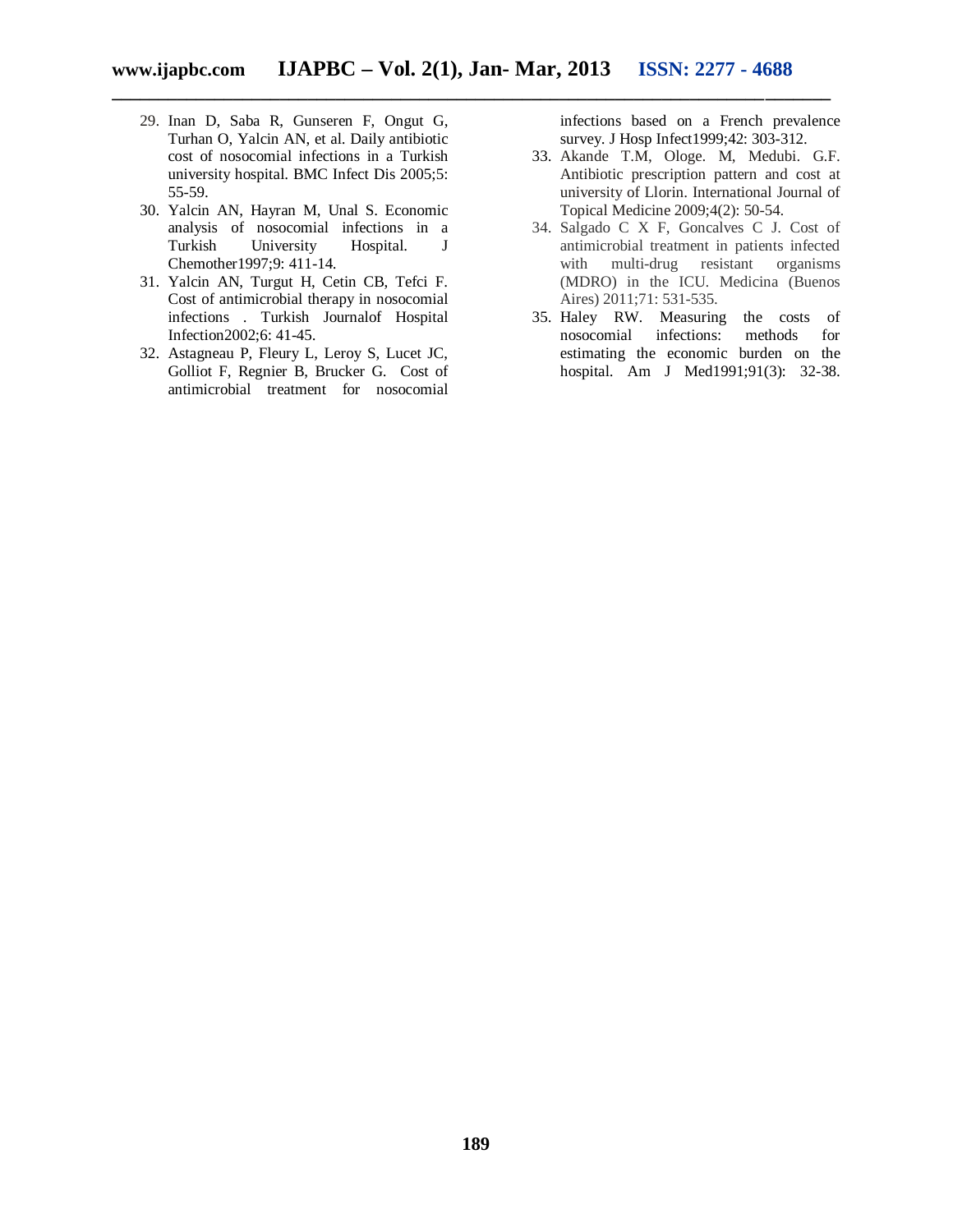29. Inan D, Saba R, Gunseren F, Ongut G, Turhan O, Yalcin AN, et al. Daily antibiotic cost of nosocomial infections in a Turkish university hospital. BMC Infect Dis 2005;5: 55-59.
30. Yalcin AN, Hayran M, Unal S. Economic analysis of nosocomial infections in a Turkish University Hospital. J Chemother1997;9: 411-14.
31. Yalcin AN, Turgut H, Cetin CB, Tefci F. Cost of antimicrobial therapy in nosocomial infections . Turkish Journalof Hospital Infection2002;6: 41-45.
32. Astagneau P, Fleury L, Leroy S, Lucet JC, Golliot F, Regnier B, Brucker G. Cost of antimicrobial treatment for nosocomial infections based on a French prevalence survey. J Hosp Infect1999;42: 303-312.
33. Akande T.M, Ologe. M, Medubi. G.F. Antibiotic prescription pattern and cost at university of Llorin. International Journal of Topical Medicine 2009;4(2): 50-54.
34. Salgado C X F, Goncalves C J. Cost of antimicrobial treatment in patients infected with multi-drug resistant organisms (MDRO) in the ICU. Medicina (Buenos Aires) 2011;71: 531-535.
35. Haley RW. Measuring the costs of nosocomial infections: methods for estimating the economic burden on the hospital. Am J Med1991;91(3): 32-38.